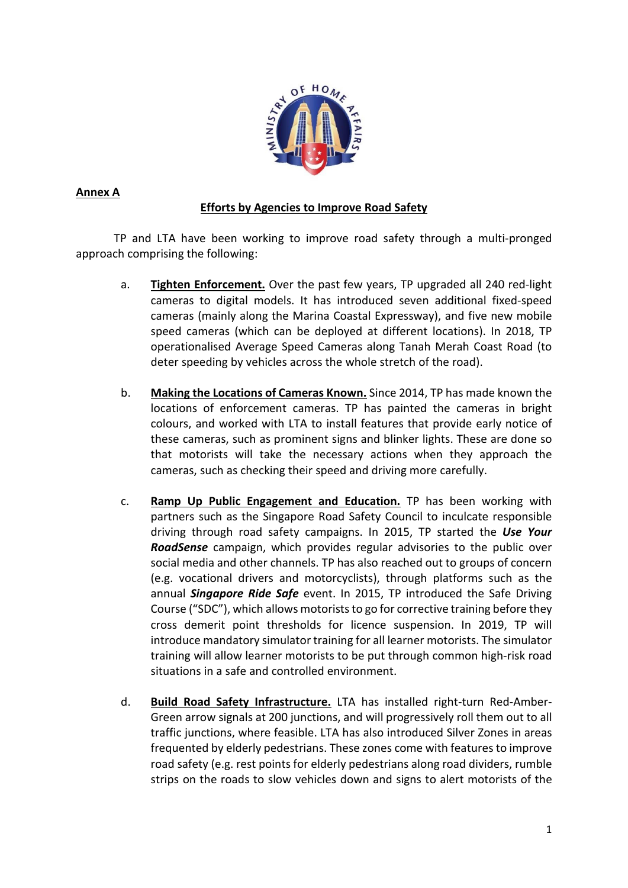**Annex A**

**Efforts by Agencies to Improve Road Safety**

TP and LTA have been working to improve road safety through a multi-pronged approach comprising the following:

a. **Tighten Enforcement.** Over the past few years, TP upgraded all 240 red-light cameras to digital models. It has introduced seven additional fixed-speed cameras (mainly along the Marina Coastal Expressway), and five new mobile speed cameras (which can be deployed at different locations). In 2018, TP operationalised Average Speed Cameras along Tanah Merah Coast Road (to deter speeding by vehicles across the whole stretch of the road).

b. **Making the Locations of Cameras Known.** Since 2014, TP has made known the locations of enforcement cameras. TP has painted the cameras in bright colours, and worked with LTA to install features that provide early notice of these cameras, such as prominent signs and blinker lights. These are done so that motorists will take the necessary actions when they approach the cameras, such as checking their speed and driving more carefully.

c. **Ramp Up Public Engagement and Education.** TP has been working with partners such as the Singapore Road Safety Council to inculcate responsible driving through road safety campaigns. In 2015, TP started the ***Use Your RoadSense*** campaign, which provides regular advisories to the public over social media and other channels. TP has also reached out to groups of concern (e.g. vocational drivers and motorcyclists), through platforms such as the annual ***Singapore Ride Safe*** event. In 2015, TP introduced the Safe Driving Course ("SDC"), which allows motorists to go for corrective training before they cross demerit point thresholds for licence suspension. In 2019, TP will introduce mandatory simulator training for all learner motorists. The simulator training will allow learner motorists to be put through common high-risk road situations in a safe and controlled environment.

d. **Build Road Safety Infrastructure.** LTA has installed right-turn Red-Amber-Green arrow signals at 200 junctions, and will progressively roll them out to all traffic junctions, where feasible. LTA has also introduced Silver Zones in areas frequented by elderly pedestrians. These zones come with features to improve road safety (e.g. rest points for elderly pedestrians along road dividers, rumble strips on the roads to slow vehicles down and signs to alert motorists of the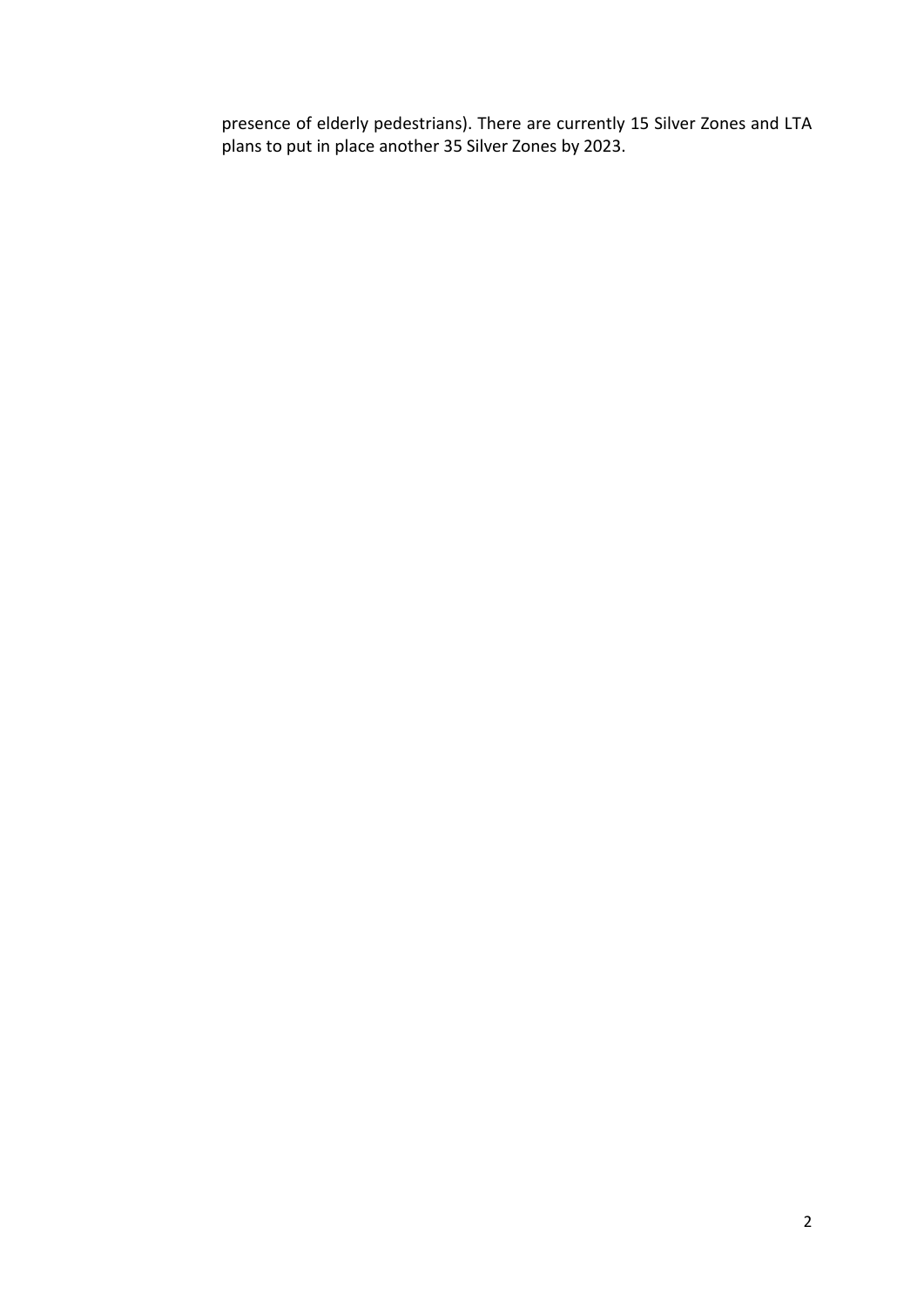presence of elderly pedestrians). There are currently 15 Silver Zones and LTA plans to put in place another 35 Silver Zones by 2023.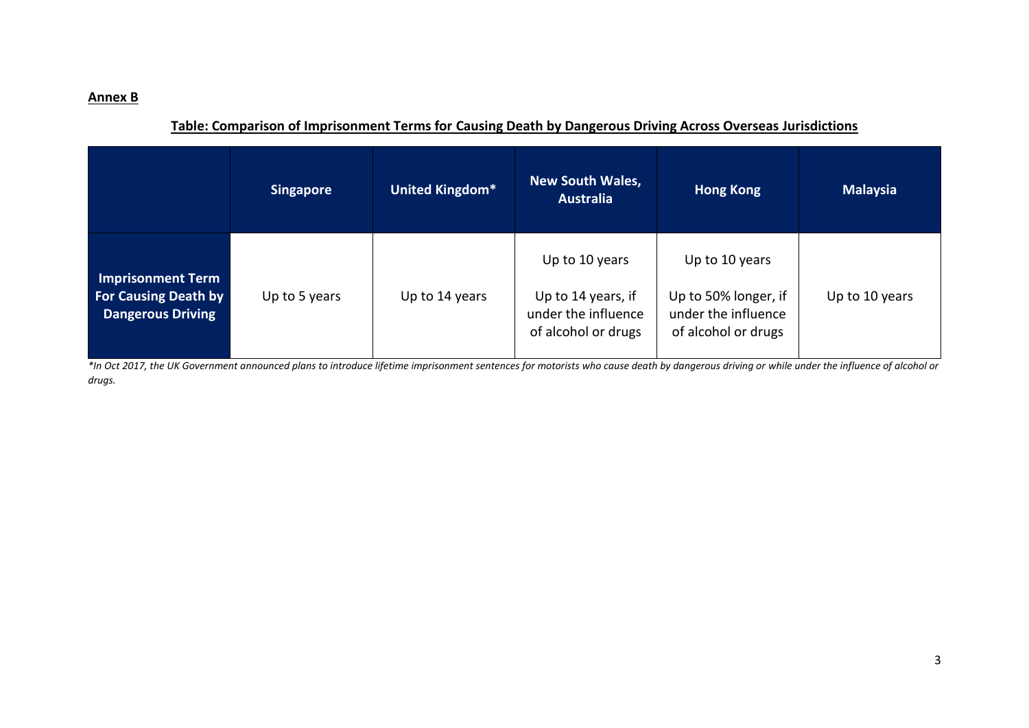**Annex B**

**Table: Comparison of Imprisonment Terms for Causing Death by Dangerous Driving Across Overseas Jurisdictions**

| | Singapore | United Kingdom* | New South Wales, Australia | Hong Kong | Malaysia |
|---|---|---|---|---|---|
| **Imprisonment Term For Causing Death by Dangerous Driving** | Up to 5 years | Up to 14 years | Up to 10 years<br><br>Up to 14 years, if under the influence of alcohol or drugs | Up to 10 years<br><br>Up to 50% longer, if under the influence of alcohol or drugs | Up to 10 years |

*\*In Oct 2017, the UK Government announced plans to introduce lifetime imprisonment sentences for motorists who cause death by dangerous driving or while under the influence of alcohol or drugs.*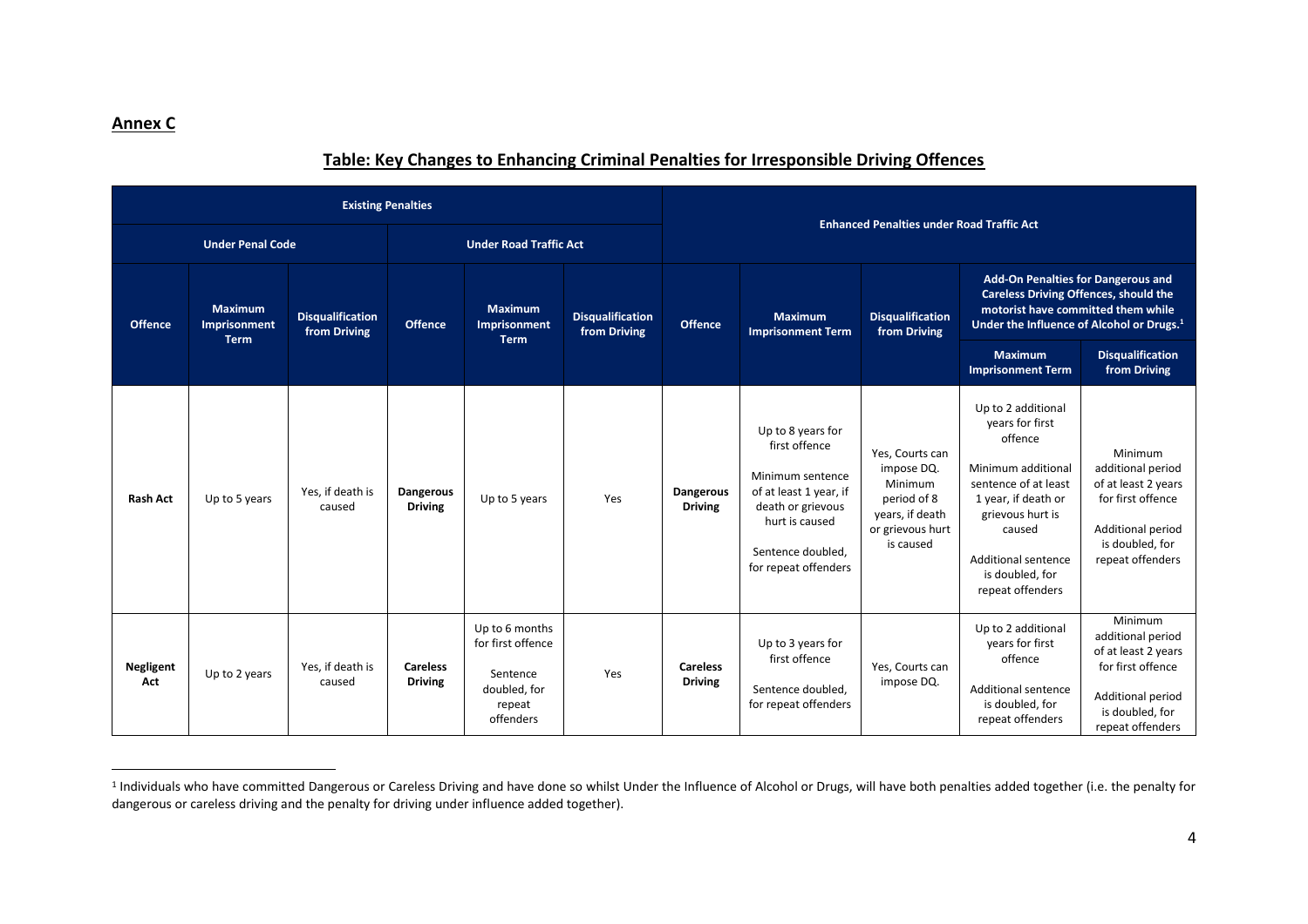**Annex C**

**Table: Key Changes to Enhancing Criminal Penalties for Irresponsible Driving Offences**

| Existing Penalties | | | | | | Enhanced Penalties under Road Traffic Act | | | | |
|---|---|---|---|---|---|---|---|---|---|---|
| Under Penal Code | | | Under Road Traffic Act | | | | | | | |
| Offence | Maximum Imprisonment Term | Disqualification from Driving | Offence | Maximum Imprisonment Term | Disqualification from Driving | Offence | Maximum Imprisonment Term | Disqualification from Driving | Add-On Penalties for Dangerous and Careless Driving Offences, should the motorist have committed them while Under the Influence of Alcohol or Drugs.[1] | |
| | | | | | | | | | Maximum Imprisonment Term | Disqualification from Driving |
| **Rash Act** | Up to 5 years | Yes, if death is caused | **Dangerous Driving** | Up to 5 years | Yes | **Dangerous Driving** | Up to 8 years for first offence<br><br>Minimum sentence of at least 1 year, if death or grievous hurt is caused<br><br>Sentence doubled, for repeat offenders | Yes, Courts can impose DQ. Minimum period of 8 years, if death or grievous hurt is caused | Up to 2 additional years for first offence<br><br>Minimum additional sentence of at least 1 year, if death or grievous hurt is caused<br><br>Additional sentence is doubled, for repeat offenders | Minimum additional period of at least 2 years for first offence<br><br>Additional period is doubled, for repeat offenders |
| **Negligent Act** | Up to 2 years | Yes, if death is caused | **Careless Driving** | Up to 6 months for first offence<br><br>Sentence doubled, for repeat offenders | Yes | **Careless Driving** | Up to 3 years for first offence<br><br>Sentence doubled, for repeat offenders | Yes, Courts can impose DQ. | Up to 2 additional years for first offence<br><br>Additional sentence is doubled, for repeat offenders | Minimum additional period of at least 2 years for first offence<br><br>Additional period is doubled, for repeat offenders |

[1] Individuals who have committed Dangerous or Careless Driving and have done so whilst Under the Influence of Alcohol or Drugs, will have both penalties added together (i.e. the penalty for dangerous or careless driving and the penalty for driving under influence added together).